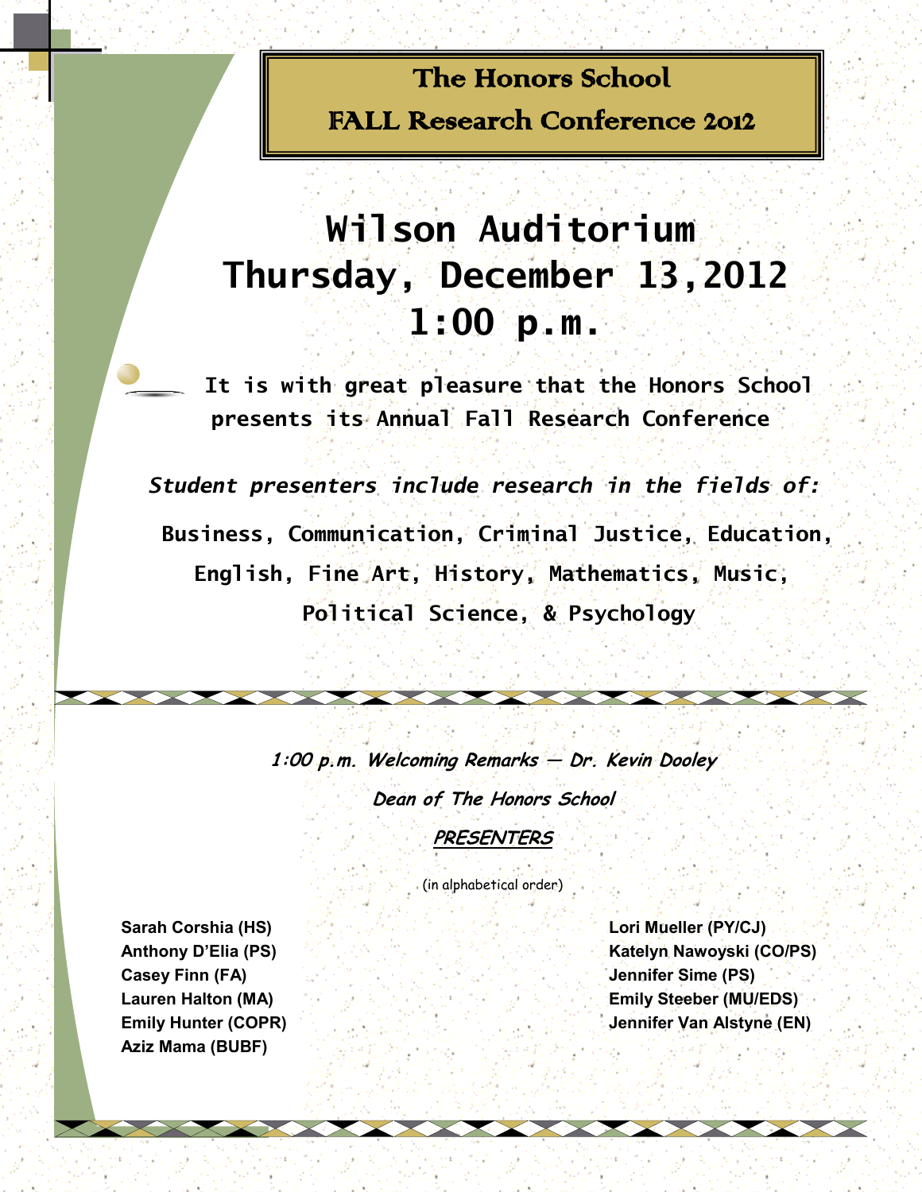# The Honors School

## FALL Research Conference 2012

**Wilson Auditorium**
**Thursday, December 13,2012**
**1:00 p.m.**

**It is with great pleasure that the Honors School presents its Annual Fall Research Conference**

***Student presenters include research in the fields of:***

**Business, Communication, Criminal Justice, Education, English, Fine Art, History, Mathematics, Music, Political Science, & Psychology**

***1:00 p.m. Welcoming Remarks — Dr. Kevin Dooley***

***Dean of The Honors School***

***PRESENTERS***

(in alphabetical order)

**Sarah Corshia (HS)**
**Anthony D'Elia (PS)**
**Casey Finn (FA)**
**Lauren Halton (MA)**
**Emily Hunter (COPR)**
**Aziz Mama (BUBF)**
**Lori Mueller (PY/CJ)**
**Katelyn Nawoyski (CO/PS)**
**Jennifer Sime (PS)**
**Emily Steeber (MU/EDS)**
**Jennifer Van Alstyne (EN)**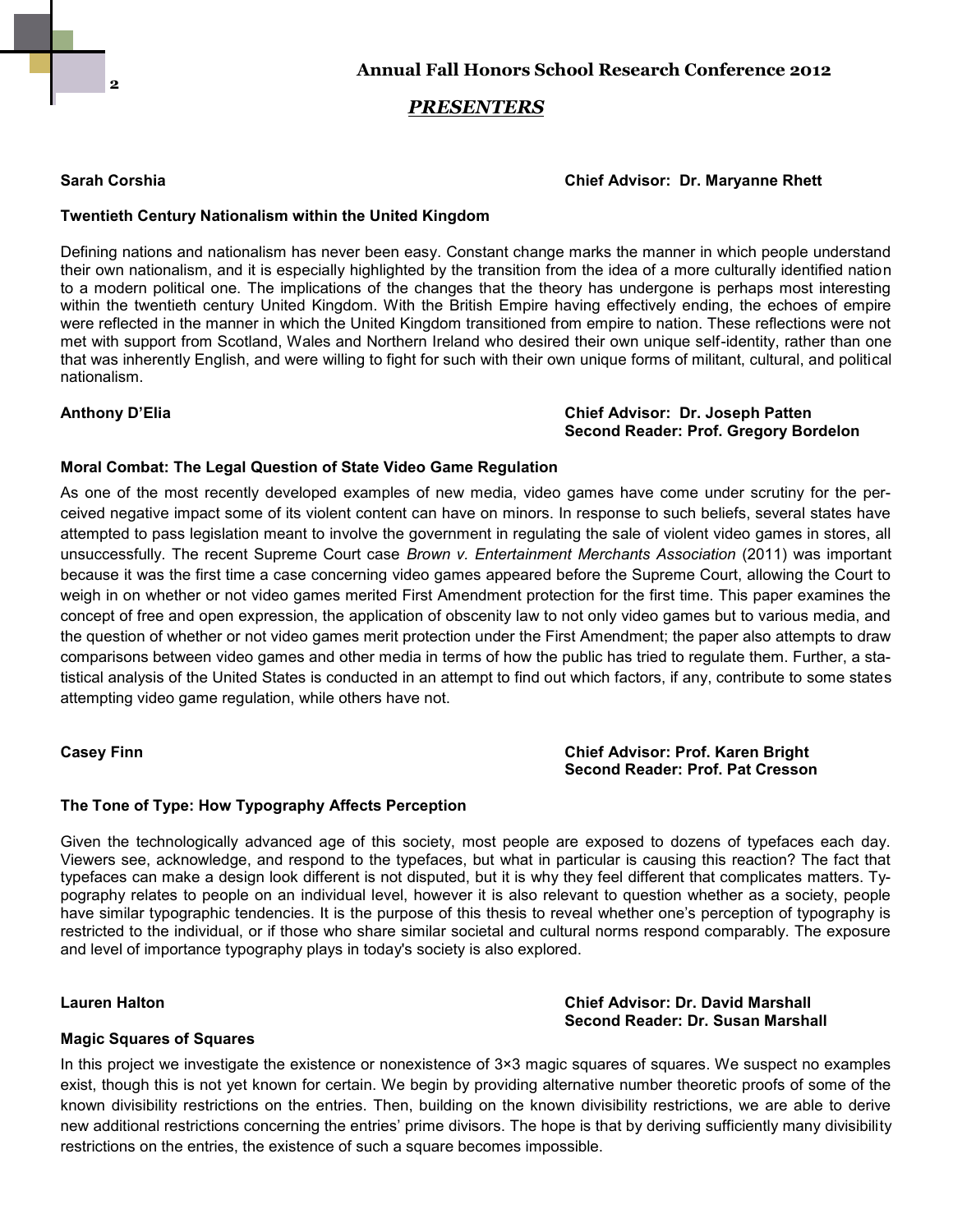## PRESENTERS

**Sarah Corshia** **Chief Advisor: Dr. Maryanne Rhett**

### Twentieth Century Nationalism within the United Kingdom

Defining nations and nationalism has never been easy. Constant change marks the manner in which people understand their own nationalism, and it is especially highlighted by the transition from the idea of a more culturally identified nation to a modern political one. The implications of the changes that the theory has undergone is perhaps most interesting within the twentieth century United Kingdom. With the British Empire having effectively ending, the echoes of empire were reflected in the manner in which the United Kingdom transitioned from empire to nation. These reflections were not met with support from Scotland, Wales and Northern Ireland who desired their own unique self-identity, rather than one that was inherently English, and were willing to fight for such with their own unique forms of militant, cultural, and political nationalism.

**Anthony D'Elia** **Chief Advisor: Dr. Joseph Patten**
**Second Reader: Prof. Gregory Bordelon**

### Moral Combat: The Legal Question of State Video Game Regulation

As one of the most recently developed examples of new media, video games have come under scrutiny for the perceived negative impact some of its violent content can have on minors. In response to such beliefs, several states have attempted to pass legislation meant to involve the government in regulating the sale of violent video games in stores, all unsuccessfully. The recent Supreme Court case *Brown v. Entertainment Merchants Association* (2011) was important because it was the first time a case concerning video games appeared before the Supreme Court, allowing the Court to weigh in on whether or not video games merited First Amendment protection for the first time. This paper examines the concept of free and open expression, the application of obscenity law to not only video games but to various media, and the question of whether or not video games merit protection under the First Amendment; the paper also attempts to draw comparisons between video games and other media in terms of how the public has tried to regulate them. Further, a statistical analysis of the United States is conducted in an attempt to find out which factors, if any, contribute to some states attempting video game regulation, while others have not.

**Casey Finn** **Chief Advisor: Prof. Karen Bright**
**Second Reader: Prof. Pat Cresson**

### The Tone of Type: How Typography Affects Perception

Given the technologically advanced age of this society, most people are exposed to dozens of typefaces each day. Viewers see, acknowledge, and respond to the typefaces, but what in particular is causing this reaction? The fact that typefaces can make a design look different is not disputed, but it is why they feel different that complicates matters. Typography relates to people on an individual level, however it is also relevant to question whether as a society, people have similar typographic tendencies. It is the purpose of this thesis to reveal whether one's perception of typography is restricted to the individual, or if those who share similar societal and cultural norms respond comparably. The exposure and level of importance typography plays in today's society is also explored.

**Lauren Halton** **Chief Advisor: Dr. David Marshall**
**Second Reader: Dr. Susan Marshall**

### Magic Squares of Squares

In this project we investigate the existence or nonexistence of $3 \times 3$ magic squares of squares. We suspect no examples exist, though this is not yet known for certain. We begin by providing alternative number theoretic proofs of some of the known divisibility restrictions on the entries. Then, building on the known divisibility restrictions, we are able to derive new additional restrictions concerning the entries' prime divisors. The hope is that by deriving sufficiently many divisibility restrictions on the entries, the existence of such a square becomes impossible.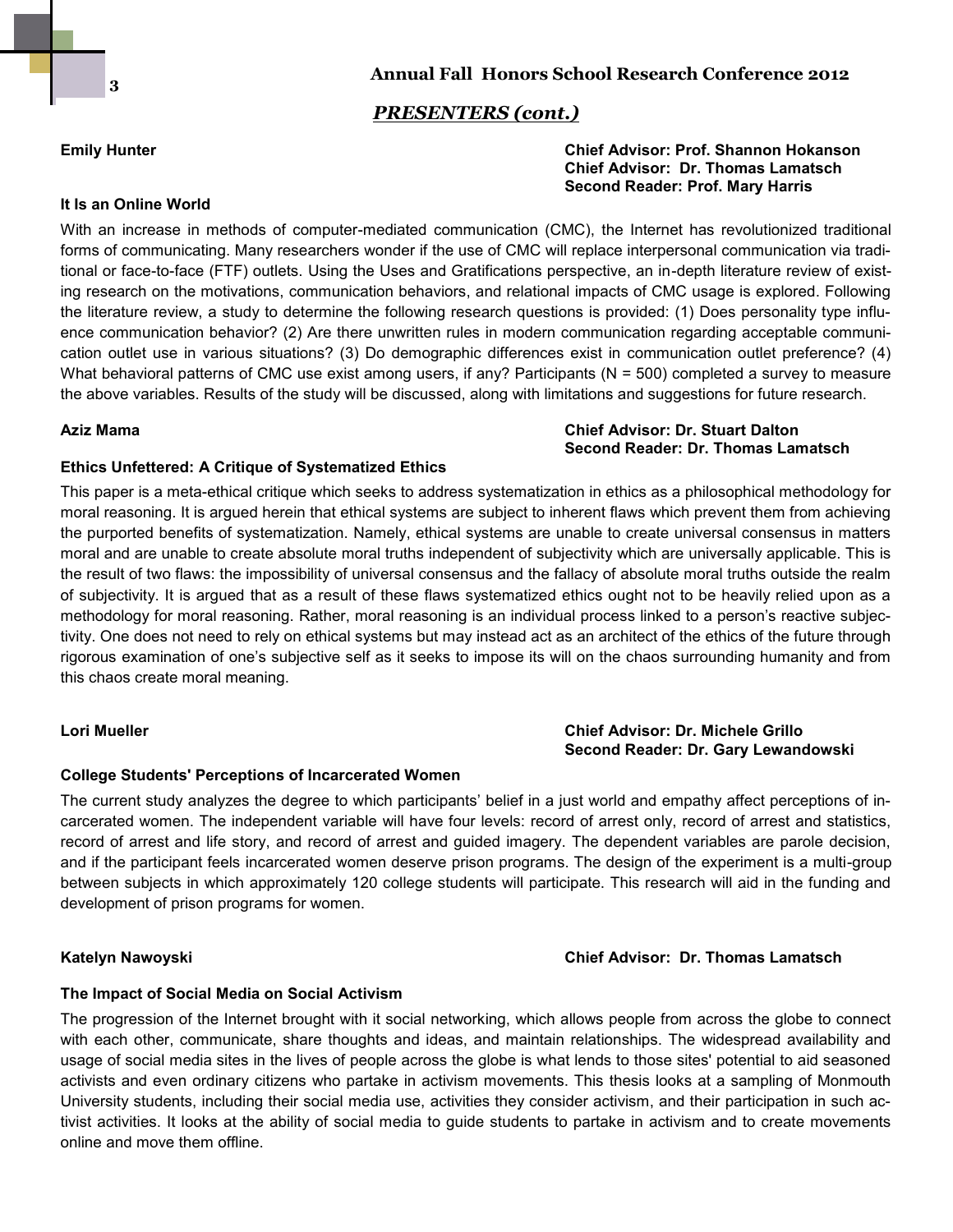## *PRESENTERS (cont.)*

**Emily Hunter**

**Chief Advisor: Prof. Shannon Hokanson**
**Chief Advisor: Dr. Thomas Lamatsch**
**Second Reader: Prof. Mary Harris**

### It Is an Online World

With an increase in methods of computer-mediated communication (CMC), the Internet has revolutionized traditional forms of communicating. Many researchers wonder if the use of CMC will replace interpersonal communication via traditional or face-to-face (FTF) outlets. Using the Uses and Gratifications perspective, an in-depth literature review of existing research on the motivations, communication behaviors, and relational impacts of CMC usage is explored. Following the literature review, a study to determine the following research questions is provided: (1) Does personality type influence communication behavior? (2) Are there unwritten rules in modern communication regarding acceptable communication outlet use in various situations? (3) Do demographic differences exist in communication outlet preference? (4) What behavioral patterns of CMC use exist among users, if any? Participants (N = 500) completed a survey to measure the above variables. Results of the study will be discussed, along with limitations and suggestions for future research.

**Aziz Mama**

**Chief Advisor: Dr. Stuart Dalton**
**Second Reader: Dr. Thomas Lamatsch**

### Ethics Unfettered: A Critique of Systematized Ethics

This paper is a meta-ethical critique which seeks to address systematization in ethics as a philosophical methodology for moral reasoning. It is argued herein that ethical systems are subject to inherent flaws which prevent them from achieving the purported benefits of systematization. Namely, ethical systems are unable to create universal consensus in matters moral and are unable to create absolute moral truths independent of subjectivity which are universally applicable. This is the result of two flaws: the impossibility of universal consensus and the fallacy of absolute moral truths outside the realm of subjectivity. It is argued that as a result of these flaws systematized ethics ought not to be heavily relied upon as a methodology for moral reasoning. Rather, moral reasoning is an individual process linked to a person's reactive subjectivity. One does not need to rely on ethical systems but may instead act as an architect of the ethics of the future through rigorous examination of one's subjective self as it seeks to impose its will on the chaos surrounding humanity and from this chaos create moral meaning.

**Lori Mueller**

**Chief Advisor: Dr. Michele Grillo**
**Second Reader: Dr. Gary Lewandowski**

### College Students' Perceptions of Incarcerated Women

The current study analyzes the degree to which participants' belief in a just world and empathy affect perceptions of incarcerated women. The independent variable will have four levels: record of arrest only, record of arrest and statistics, record of arrest and life story, and record of arrest and guided imagery. The dependent variables are parole decision, and if the participant feels incarcerated women deserve prison programs. The design of the experiment is a multi-group between subjects in which approximately 120 college students will participate. This research will aid in the funding and development of prison programs for women.

**Katelyn Nawoyski**

**Chief Advisor: Dr. Thomas Lamatsch**

### The Impact of Social Media on Social Activism

The progression of the Internet brought with it social networking, which allows people from across the globe to connect with each other, communicate, share thoughts and ideas, and maintain relationships. The widespread availability and usage of social media sites in the lives of people across the globe is what lends to those sites' potential to aid seasoned activists and even ordinary citizens who partake in activism movements. This thesis looks at a sampling of Monmouth University students, including their social media use, activities they consider activism, and their participation in such activist activities. It looks at the ability of social media to guide students to partake in activism and to create movements online and move them offline.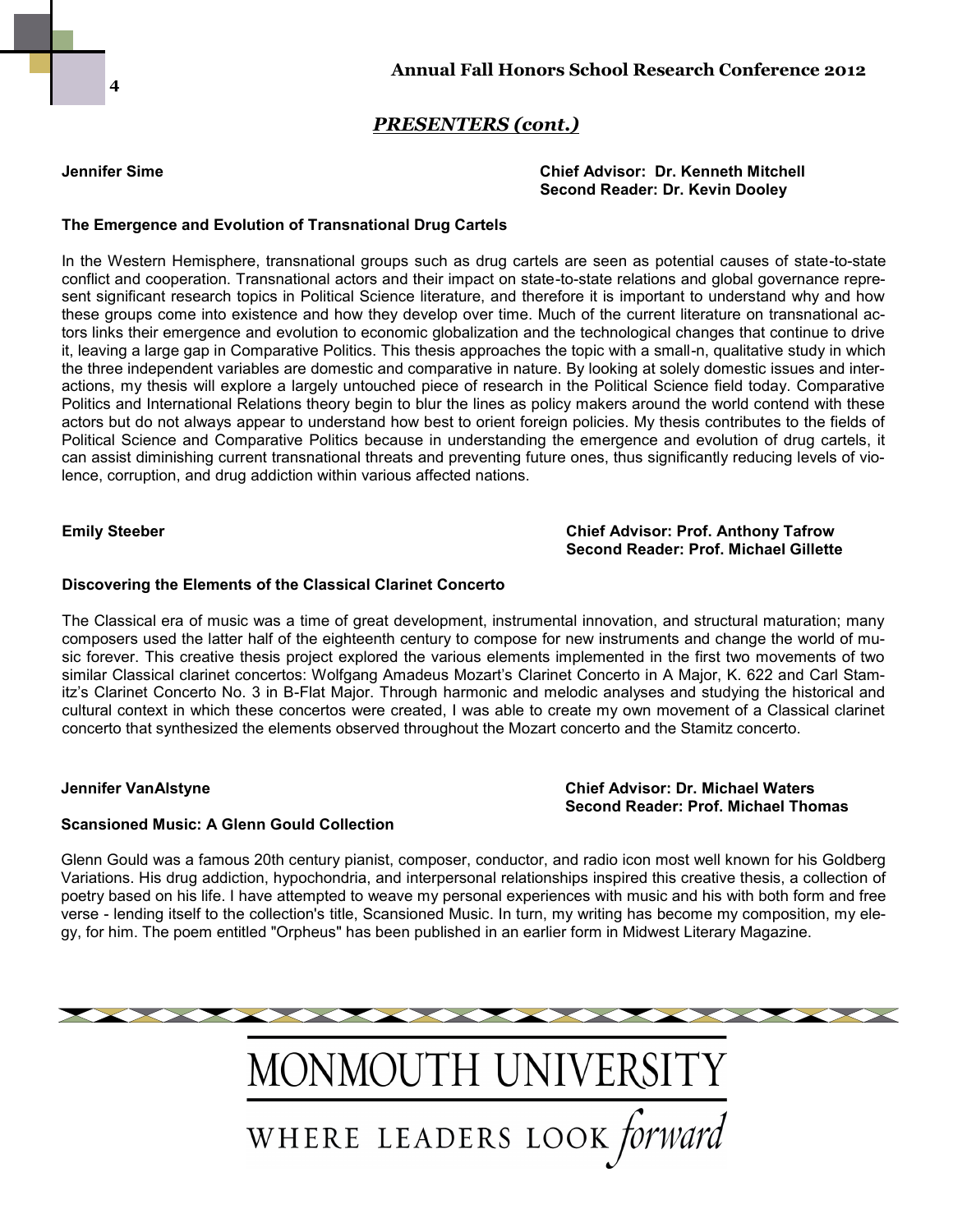## *PRESENTERS (cont.)*

**Jennifer Sime**

**Chief Advisor: Dr. Kenneth Mitchell**
**Second Reader: Dr. Kevin Dooley**

**The Emergence and Evolution of Transnational Drug Cartels**

In the Western Hemisphere, transnational groups such as drug cartels are seen as potential causes of state-to-state conflict and cooperation. Transnational actors and their impact on state-to-state relations and global governance represent significant research topics in Political Science literature, and therefore it is important to understand why and how these groups come into existence and how they develop over time. Much of the current literature on transnational actors links their emergence and evolution to economic globalization and the technological changes that continue to drive it, leaving a large gap in Comparative Politics. This thesis approaches the topic with a small-n, qualitative study in which the three independent variables are domestic and comparative in nature. By looking at solely domestic issues and interactions, my thesis will explore a largely untouched piece of research in the Political Science field today. Comparative Politics and International Relations theory begin to blur the lines as policy makers around the world contend with these actors but do not always appear to understand how best to orient foreign policies. My thesis contributes to the fields of Political Science and Comparative Politics because in understanding the emergence and evolution of drug cartels, it can assist diminishing current transnational threats and preventing future ones, thus significantly reducing levels of violence, corruption, and drug addiction within various affected nations.

**Emily Steeber**

**Chief Advisor: Prof. Anthony Tafrow**
**Second Reader: Prof. Michael Gillette**

**Discovering the Elements of the Classical Clarinet Concerto**

The Classical era of music was a time of great development, instrumental innovation, and structural maturation; many composers used the latter half of the eighteenth century to compose for new instruments and change the world of music forever. This creative thesis project explored the various elements implemented in the first two movements of two similar Classical clarinet concertos: Wolfgang Amadeus Mozart's Clarinet Concerto in A Major, K. 622 and Carl Stamitz's Clarinet Concerto No. 3 in B-Flat Major. Through harmonic and melodic analyses and studying the historical and cultural context in which these concertos were created, I was able to create my own movement of a Classical clarinet concerto that synthesized the elements observed throughout the Mozart concerto and the Stamitz concerto.

**Jennifer VanAlstyne**

**Chief Advisor: Dr. Michael Waters**
**Second Reader: Prof. Michael Thomas**

**Scansioned Music: A Glenn Gould Collection**

Glenn Gould was a famous 20th century pianist, composer, conductor, and radio icon most well known for his Goldberg Variations. His drug addiction, hypochondria, and interpersonal relationships inspired this creative thesis, a collection of poetry based on his life. I have attempted to weave my personal experiences with music and his with both form and free verse - lending itself to the collection's title, Scansioned Music. In turn, my writing has become my composition, my elegy, for him. The poem entitled "Orpheus" has been published in an earlier form in Midwest Literary Magazine.

MONMOUTH UNIVERSITY

WHERE LEADERS LOOK *forward*